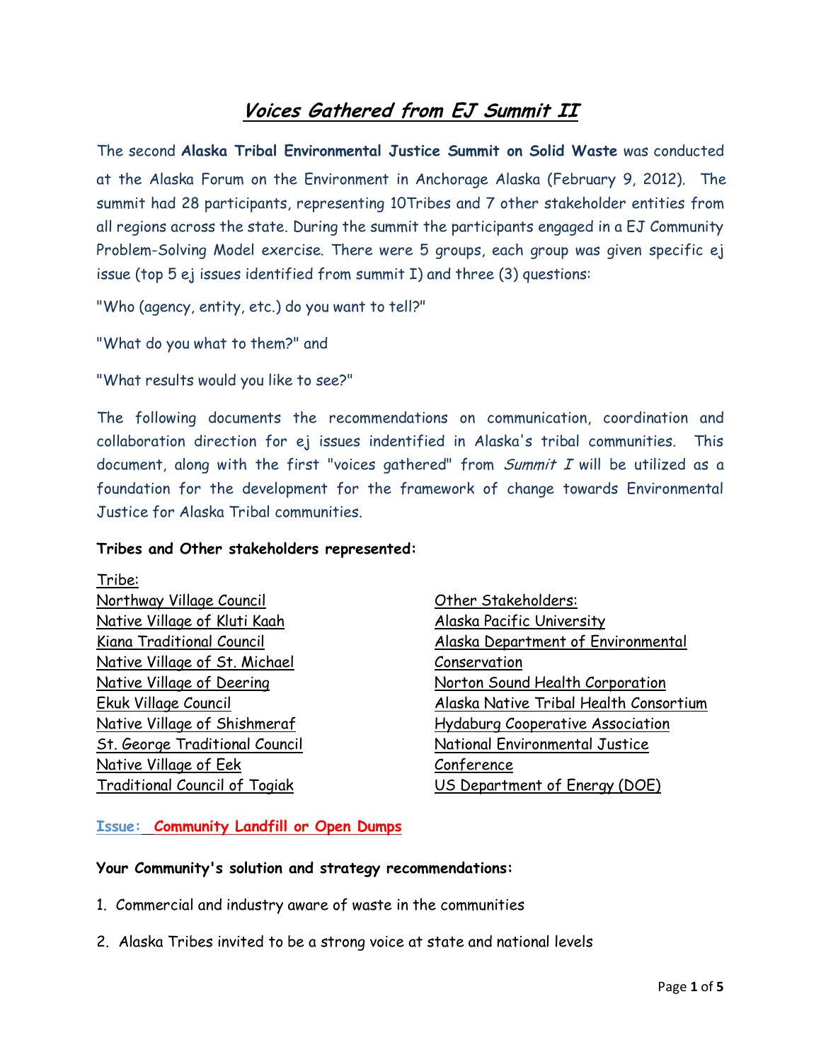# *Voices Gathered from EJ Summit II*

The second **Alaska Tribal Environmental Justice Summit on Solid Waste** was conducted at the Alaska Forum on the Environment in Anchorage Alaska (February 9, 2012). The summit had 28 participants, representing 10Tribes and 7 other stakeholder entities from all regions across the state. During the summit the participants engaged in a EJ Community Problem-Solving Model exercise. There were 5 groups, each group was given specific ej issue (top 5 ej issues identified from summit I) and three (3) questions:

"Who (agency, entity, etc.) do you want to tell?"

"What do you what to them?" and

"What results would you like to see?"

The following documents the recommendations on communication, coordination and collaboration direction for ej issues indentified in Alaska's tribal communities. This document, along with the first "voices gathered" from *Summit I* will be utilized as a foundation for the development for the framework of change towards Environmental Justice for Alaska Tribal communities.

**Tribes and Other stakeholders represented:**

Tribe:
- Northway Village Council
- Native Village of Kluti Kaah
- Kiana Traditional Council
- Native Village of St. Michael
- Native Village of Deering
- Ekuk Village Council
- Native Village of Shishmeraf
- St. George Traditional Council
- Native Village of Eek
- Traditional Council of Togiak

Other Stakeholders:
- Alaska Pacific University
- Alaska Department of Environmental Conservation
- Norton Sound Health Corporation
- Alaska Native Tribal Health Consortium
- Hydaburg Cooperative Association
- National Environmental Justice Conference
- US Department of Energy (DOE)

**Issue: Community Landfill or Open Dumps**

**Your Community's solution and strategy recommendations:**

1. Commercial and industry aware of waste in the communities
2. Alaska Tribes invited to be a strong voice at state and national levels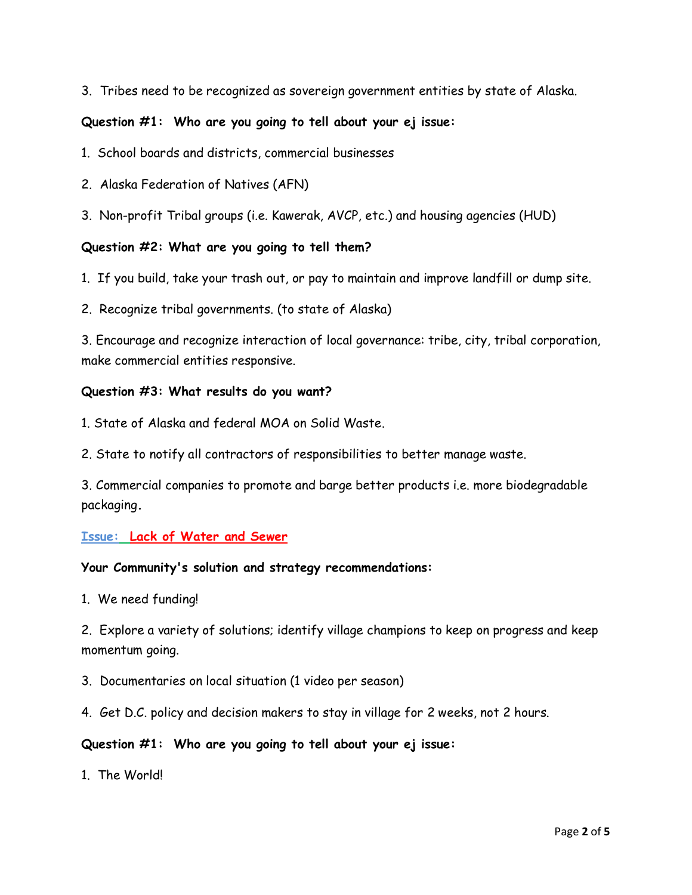3. Tribes need to be recognized as sovereign government entities by state of Alaska.

**Question #1: Who are you going to tell about your ej issue:**

1. School boards and districts, commercial businesses

2. Alaska Federation of Natives (AFN)

3. Non-profit Tribal groups (i.e. Kawerak, AVCP, etc.) and housing agencies (HUD)

**Question #2: What are you going to tell them?**

1. If you build, take your trash out, or pay to maintain and improve landfill or dump site.

2. Recognize tribal governments. (to state of Alaska)

3. Encourage and recognize interaction of local governance: tribe, city, tribal corporation, make commercial entities responsive.

**Question #3: What results do you want?**

1. State of Alaska and federal MOA on Solid Waste.

2. State to notify all contractors of responsibilities to better manage waste.

3. Commercial companies to promote and barge better products i.e. more biodegradable packaging.

**Issue: Lack of Water and Sewer**

**Your Community's solution and strategy recommendations:**

1. We need funding!

2. Explore a variety of solutions; identify village champions to keep on progress and keep momentum going.

3. Documentaries on local situation (1 video per season)

4. Get D.C. policy and decision makers to stay in village for 2 weeks, not 2 hours.

**Question #1: Who are you going to tell about your ej issue:**

1. The World!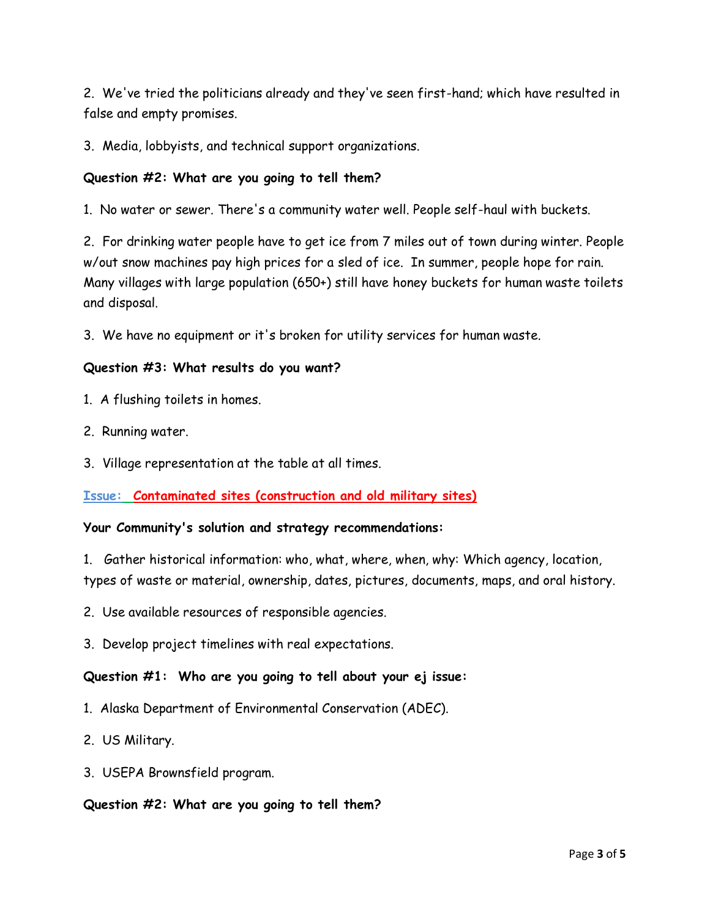2. We've tried the politicians already and they've seen first-hand; which have resulted in false and empty promises.

3. Media, lobbyists, and technical support organizations.

**Question #2: What are you going to tell them?**

1. No water or sewer. There's a community water well. People self-haul with buckets.

2. For drinking water people have to get ice from 7 miles out of town during winter. People w/out snow machines pay high prices for a sled of ice. In summer, people hope for rain. Many villages with large population (650+) still have honey buckets for human waste toilets and disposal.

3. We have no equipment or it's broken for utility services for human waste.

**Question #3: What results do you want?**

1. A flushing toilets in homes.

2. Running water.

3. Village representation at the table at all times.

**Issue: Contaminated sites (construction and old military sites)**

**Your Community's solution and strategy recommendations:**

1. Gather historical information: who, what, where, when, why: Which agency, location, types of waste or material, ownership, dates, pictures, documents, maps, and oral history.

2. Use available resources of responsible agencies.

3. Develop project timelines with real expectations.

**Question #1: Who are you going to tell about your ej issue:**

1. Alaska Department of Environmental Conservation (ADEC).

2. US Military.

3. USEPA Brownsfield program.

**Question #2: What are you going to tell them?**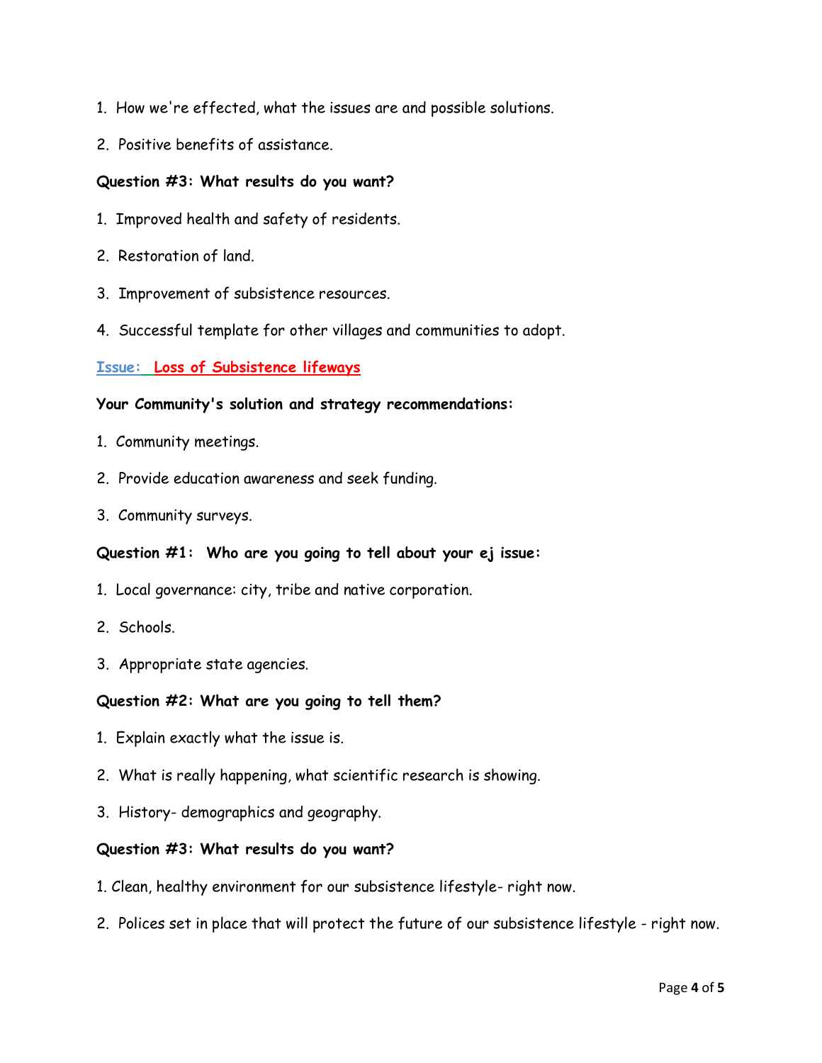1. How we're effected, what the issues are and possible solutions.

2. Positive benefits of assistance.

**Question #3: What results do you want?**

1. Improved health and safety of residents.

2. Restoration of land.

3. Improvement of subsistence resources.

4. Successful template for other villages and communities to adopt.

**Issue: Loss of Subsistence lifeways**

**Your Community's solution and strategy recommendations:**

1. Community meetings.

2. Provide education awareness and seek funding.

3. Community surveys.

**Question #1: Who are you going to tell about your ej issue:**

1. Local governance: city, tribe and native corporation.

2. Schools.

3. Appropriate state agencies.

**Question #2: What are you going to tell them?**

1. Explain exactly what the issue is.

2. What is really happening, what scientific research is showing.

3. History- demographics and geography.

**Question #3: What results do you want?**

1. Clean, healthy environment for our subsistence lifestyle- right now.

2. Polices set in place that will protect the future of our subsistence lifestyle - right now.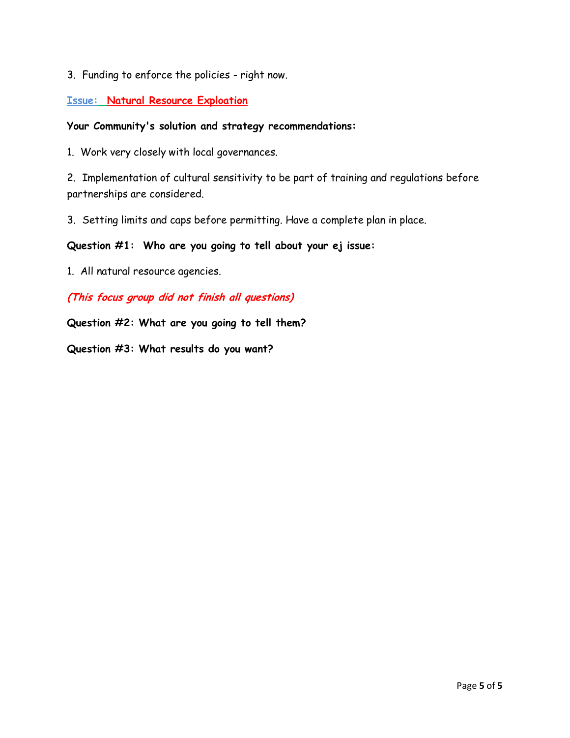3. Funding to enforce the policies - right now.

**Issue: Natural Resource Exploation**

**Your Community's solution and strategy recommendations:**

1. Work very closely with local governances.

2. Implementation of cultural sensitivity to be part of training and regulations before partnerships are considered.

3. Setting limits and caps before permitting. Have a complete plan in place.

**Question #1: Who are you going to tell about your ej issue:**

1. All natural resource agencies.

***(This focus group did not finish all questions)***

**Question #2: What are you going to tell them?**

**Question #3: What results do you want?**